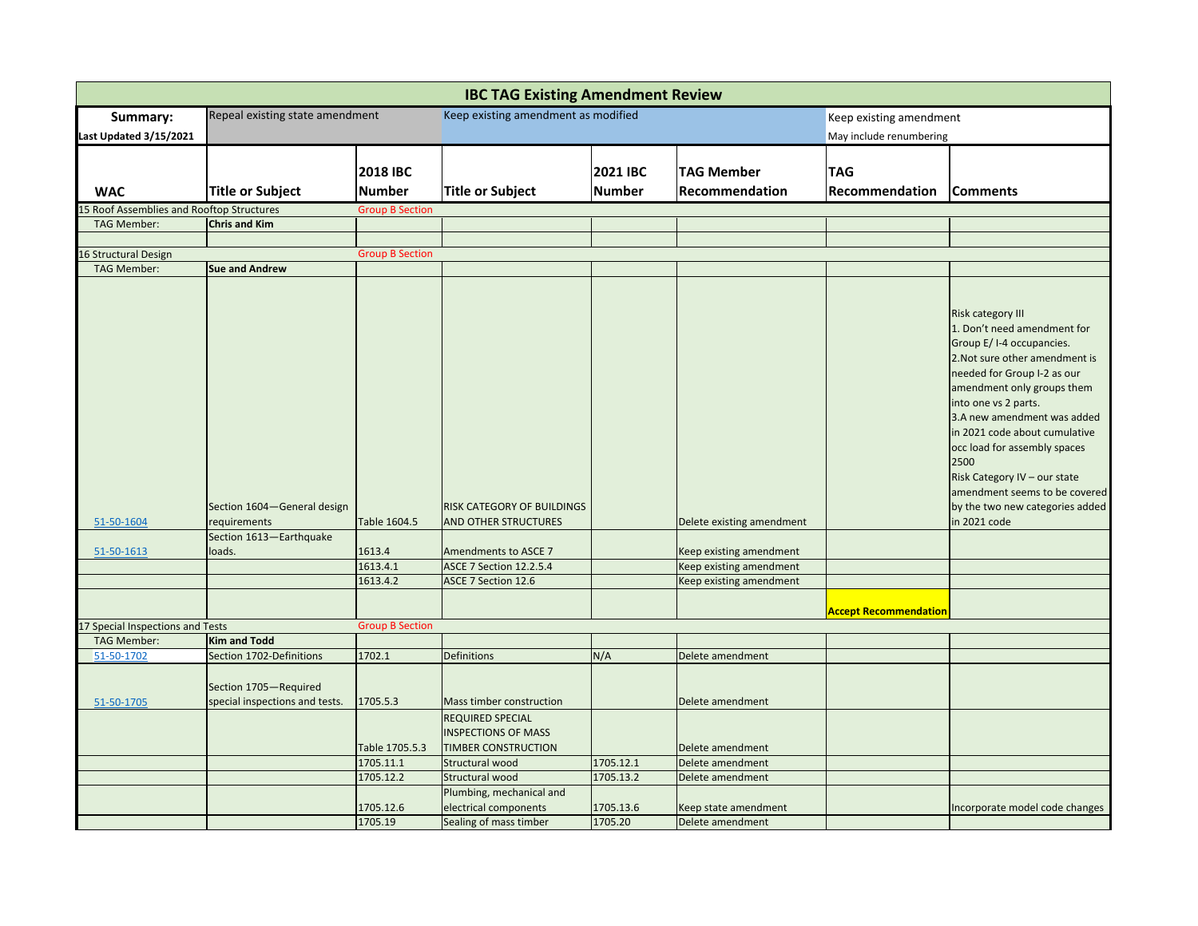# IBC TAG Existing Amendment Review

| Summary: | Repeal existing state amendment | | Keep existing amendment as modified | | | Keep existing amendment | |
|---|---|---|---|---|---|---|---|
| Last Updated 3/15/2021 | | | | | | May include renumbering | |

| WAC | Title or Subject | 2018 IBC Number | Title or Subject | 2021 IBC Number | TAG Member Recommendation | TAG Recommendation | Comments |
|---|---|---|---|---|---|---|---|
| 15 Roof Assemblies and Rooftop Structures | | Group B Section | | | | | |
| TAG Member: | Chris and Kim | | | | | | |
| | | | | | | | |
| 16 Structural Design | | Group B Section | | | | | |
| TAG Member: | Sue and Andrew | | | | | | |
| 51-50-1604 | Section 1604—General design requirements | Table 1604.5 | RISK CATEGORY OF BUILDINGS AND OTHER STRUCTURES | | Delete existing amendment | | Risk category III<br>1. Don't need amendment for Group E/ I-4 occupancies.<br>2.Not sure other amendment is needed for Group I-2 as our amendment only groups them into one vs 2 parts.<br>3.A new amendment was added in 2021 code about cumulative occ load for assembly spaces 2500<br>Risk Category IV – our state amendment seems to be covered by the two new categories added in 2021 code |
| 51-50-1613 | Section 1613—Earthquake loads. | 1613.4 | Amendments to ASCE 7 | | Keep existing amendment | | |
| | | 1613.4.1 | ASCE 7 Section 12.2.5.4 | | Keep existing amendment | | |
| | | 1613.4.2 | ASCE 7 Section 12.6 | | Keep existing amendment | | |
| | | | | | | **Accept Recommendation** | |
| 17 Special Inspections and Tests | | Group B Section | | | | | |
| TAG Member: | Kim and Todd | | | | | | |
| 51-50-1702 | Section 1702-Definitions | 1702.1 | Definitions | N/A | Delete amendment | | |
| 51-50-1705 | Section 1705—Required special inspections and tests. | 1705.5.3 | Mass timber construction | | Delete amendment | | |
| | | Table 1705.5.3 | REQUIRED SPECIAL INSPECTIONS OF MASS TIMBER CONSTRUCTION | | Delete amendment | | |
| | | 1705.11.1 | Structural wood | 1705.12.1 | Delete amendment | | |
| | | 1705.12.2 | Structural wood | 1705.13.2 | Delete amendment | | |
| | | 1705.12.6 | Plumbing, mechanical and electrical components | 1705.13.6 | Keep state amendment | | Incorporate model code changes |
| | | 1705.19 | Sealing of mass timber | 1705.20 | Delete amendment | | |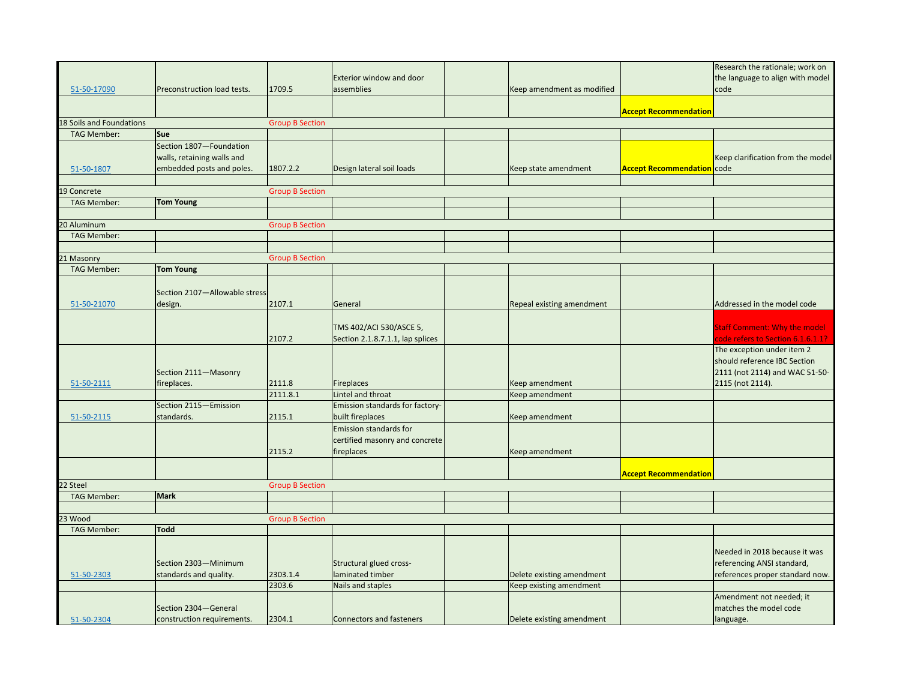|  |  |  |  |  |  |  |  |
|---|---|---|---|---|---|---|---|
| 51-50-17090 | Preconstruction load tests. | 1709.5 | Exterior window and door assemblies |  | Keep amendment as modified |  | Research the rationale; work on the language to align with model code |
|  |  |  |  |  |  | **Accept Recommendation** |  |
| 18 Soils and Foundations |  | Group B Section |  |  |  |  |  |
| TAG Member: | **Sue** |  |  |  |  |  |  |
| 51-50-1807 | Section 1807—Foundation walls, retaining walls and embedded posts and poles. | 1807.2.2 | Design lateral soil loads |  | Keep state amendment | **Accept Recommendation** | Keep clarification from the model code |
|  |  |  |  |  |  |  |  |
| 19 Concrete |  | Group B Section |  |  |  |  |  |
| TAG Member: | **Tom Young** |  |  |  |  |  |  |
|  |  |  |  |  |  |  |  |
| 20 Aluminum |  | Group B Section |  |  |  |  |  |
| TAG Member: |  |  |  |  |  |  |  |
|  |  |  |  |  |  |  |  |
| 21 Masonry |  | Group B Section |  |  |  |  |  |
| TAG Member: | **Tom Young** |  |  |  |  |  |  |
| 51-50-21070 | Section 2107—Allowable stress design. | 2107.1 | General |  | Repeal existing amendment |  | Addressed in the model code |
|  |  | 2107.2 | TMS 402/ACI 530/ASCE 5, Section 2.1.8.7.1.1, lap splices |  |  |  | Staff Comment: Why the model code refers to Section 6.1.6.1.1? |
| 51-50-2111 | Section 2111—Masonry fireplaces. | 2111.8 | Fireplaces |  | Keep amendment |  | The exception under item 2 should reference IBC Section 2111 (not 2114) and WAC 51-50-2115 (not 2114). |
|  |  | 2111.8.1 | Lintel and throat |  | Keep amendment |  |  |
| 51-50-2115 | Section 2115—Emission standards. | 2115.1 | Emission standards for factory-built fireplaces |  | Keep amendment |  |  |
|  |  | 2115.2 | Emission standards for certified masonry and concrete fireplaces |  | Keep amendment |  |  |
|  |  |  |  |  |  | **Accept Recommendation** |  |
| 22 Steel |  | Group B Section |  |  |  |  |  |
| TAG Member: | **Mark** |  |  |  |  |  |  |
|  |  |  |  |  |  |  |  |
| 23 Wood |  | Group B Section |  |  |  |  |  |
| TAG Member: | **Todd** |  |  |  |  |  |  |
| 51-50-2303 | Section 2303—Minimum standards and quality. | 2303.1.4 | Structural glued cross-laminated timber |  | Delete existing amendment |  | Needed in 2018 because it was referencing ANSI standard, references proper standard now. |
|  |  | 2303.6 | Nails and staples |  | Keep existing amendment |  |  |
| 51-50-2304 | Section 2304—General construction requirements. | 2304.1 | Connectors and fasteners |  | Delete existing amendment |  | Amendment not needed; it matches the model code language. |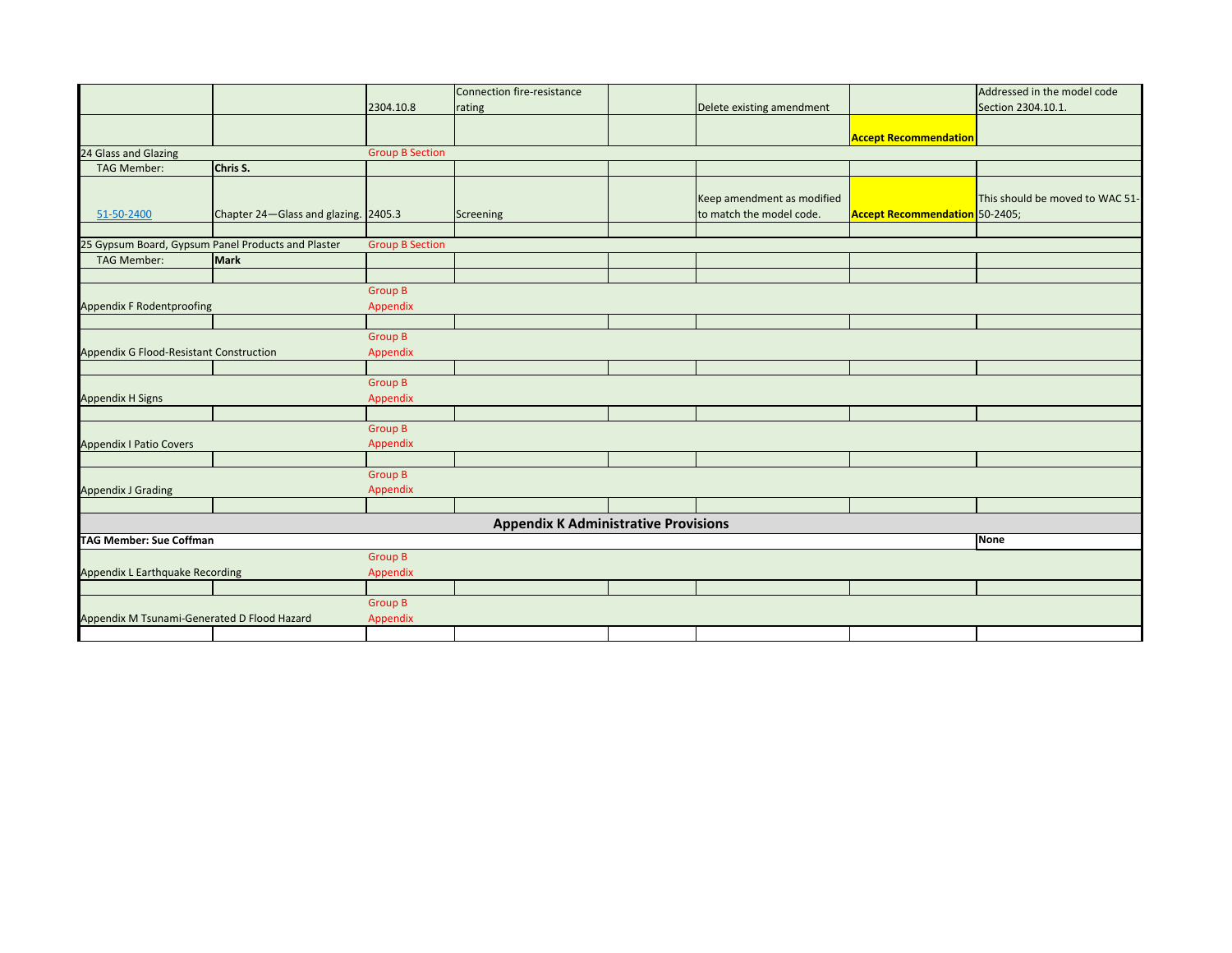| | | | | | | | |
|---|---|---|---|---|---|---|---|
| | | 2304.10.8 | Connection fire-resistance rating | | Delete existing amendment | | Addressed in the model code Section 2304.10.1. |
| | | | | | | **Accept Recommendation** | |
| 24 Glass and Glazing | | Group B Section | | | | | |
| TAG Member: | **Chris S.** | | | | | | |
| 51-50-2400 | Chapter 24—Glass and glazing. | 2405.3 | Screening | | Keep amendment as modified to match the model code. | **Accept Recommendation** | This should be moved to WAC 51-50-2405; |
| | | | | | | | |
| 25 Gypsum Board, Gypsum Panel Products and Plaster | | Group B Section | | | | | |
| TAG Member: | **Mark** | | | | | | |
| | | | | | | | |
| Appendix F Rodentproofing | | Group B Appendix | | | | | |
| | | | | | | | |
| Appendix G Flood-Resistant Construction | | Group B Appendix | | | | | |
| | | | | | | | |
| Appendix H Signs | | Group B Appendix | | | | | |
| | | | | | | | |
| Appendix I Patio Covers | | Group B Appendix | | | | | |
| | | | | | | | |
| Appendix J Grading | | Group B Appendix | | | | | |
| | | | | | | | |
| **Appendix K Administrative Provisions** | | | | | | | |
| **TAG Member: Sue Coffman** | | | | | | | **None** |
| Appendix L Earthquake Recording | | Group B Appendix | | | | | |
| | | | | | | | |
| Appendix M Tsunami-Generated D Flood Hazard | | Group B Appendix | | | | | |
| | | | | | | | |